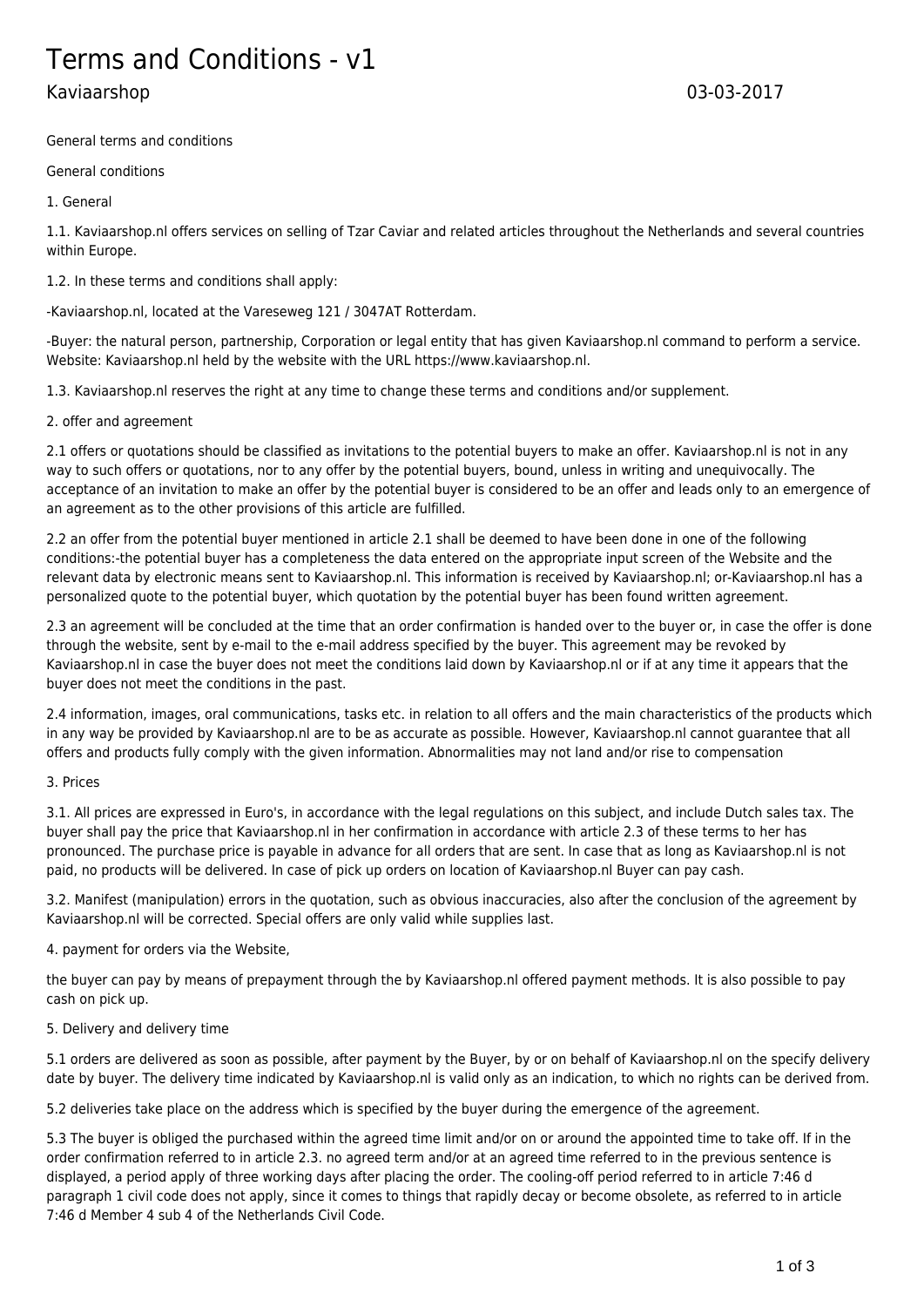# Terms and Conditions - v1

Kaviaarshop 03-03-2017

General terms and conditions

General conditions

1. General

1.1. Kaviaarshop.nl offers services on selling of Tzar Caviar and related articles throughout the Netherlands and several countries within Europe.

1.2. In these terms and conditions shall apply:

-Kaviaarshop.nl, located at the Vareseweg 121 / 3047AT Rotterdam.

-Buyer: the natural person, partnership, Corporation or legal entity that has given Kaviaarshop.nl command to perform a service. Website: Kaviaarshop.nl held by the website with the URL https://www.kaviaarshop.nl.

1.3. Kaviaarshop.nl reserves the right at any time to change these terms and conditions and/or supplement.

2. offer and agreement

2.1 offers or quotations should be classified as invitations to the potential buyers to make an offer. Kaviaarshop.nl is not in any way to such offers or quotations, nor to any offer by the potential buyers, bound, unless in writing and unequivocally. The acceptance of an invitation to make an offer by the potential buyer is considered to be an offer and leads only to an emergence of an agreement as to the other provisions of this article are fulfilled.

2.2 an offer from the potential buyer mentioned in article 2.1 shall be deemed to have been done in one of the following conditions:-the potential buyer has a completeness the data entered on the appropriate input screen of the Website and the relevant data by electronic means sent to Kaviaarshop.nl. This information is received by Kaviaarshop.nl; or-Kaviaarshop.nl has a personalized quote to the potential buyer, which quotation by the potential buyer has been found written agreement.

2.3 an agreement will be concluded at the time that an order confirmation is handed over to the buyer or, in case the offer is done through the website, sent by e-mail to the e-mail address specified by the buyer. This agreement may be revoked by Kaviaarshop.nl in case the buyer does not meet the conditions laid down by Kaviaarshop.nl or if at any time it appears that the buyer does not meet the conditions in the past.

2.4 information, images, oral communications, tasks etc. in relation to all offers and the main characteristics of the products which in any way be provided by Kaviaarshop.nl are to be as accurate as possible. However, Kaviaarshop.nl cannot guarantee that all offers and products fully comply with the given information. Abnormalities may not land and/or rise to compensation

3. Prices

3.1. All prices are expressed in Euro's, in accordance with the legal regulations on this subject, and include Dutch sales tax. The buyer shall pay the price that Kaviaarshop.nl in her confirmation in accordance with article 2.3 of these terms to her has pronounced. The purchase price is payable in advance for all orders that are sent. In case that as long as Kaviaarshop.nl is not paid, no products will be delivered. In case of pick up orders on location of Kaviaarshop.nl Buyer can pay cash.

3.2. Manifest (manipulation) errors in the quotation, such as obvious inaccuracies, also after the conclusion of the agreement by Kaviaarshop.nl will be corrected. Special offers are only valid while supplies last.

4. payment for orders via the Website,

the buyer can pay by means of prepayment through the by Kaviaarshop.nl offered payment methods. It is also possible to pay cash on pick up.

5. Delivery and delivery time

5.1 orders are delivered as soon as possible, after payment by the Buyer, by or on behalf of Kaviaarshop.nl on the specify delivery date by buyer. The delivery time indicated by Kaviaarshop.nl is valid only as an indication, to which no rights can be derived from.

5.2 deliveries take place on the address which is specified by the buyer during the emergence of the agreement.

5.3 The buyer is obliged the purchased within the agreed time limit and/or on or around the appointed time to take off. If in the order confirmation referred to in article 2.3. no agreed term and/or at an agreed time referred to in the previous sentence is displayed, a period apply of three working days after placing the order. The cooling-off period referred to in article 7:46 d paragraph 1 civil code does not apply, since it comes to things that rapidly decay or become obsolete, as referred to in article 7:46 d Member 4 sub 4 of the Netherlands Civil Code.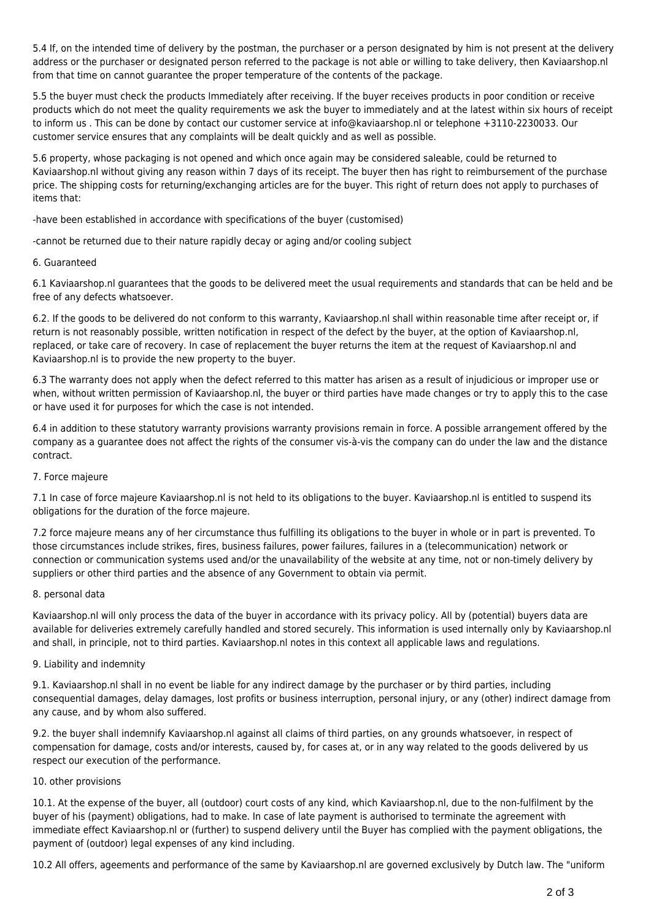5.4 If, on the intended time of delivery by the postman, the purchaser or a person designated by him is not present at the delivery address or the purchaser or designated person referred to the package is not able or willing to take delivery, then Kaviaarshop.nl from that time on cannot guarantee the proper temperature of the contents of the package.

5.5 the buyer must check the products Immediately after receiving. If the buyer receives products in poor condition or receive products which do not meet the quality requirements we ask the buyer to immediately and at the latest within six hours of receipt to inform us . This can be done by contact our customer service at info@kaviaarshop.nl or telephone +3110-2230033. Our customer service ensures that any complaints will be dealt quickly and as well as possible.

5.6 property, whose packaging is not opened and which once again may be considered saleable, could be returned to Kaviaarshop.nl without giving any reason within 7 days of its receipt. The buyer then has right to reimbursement of the purchase price. The shipping costs for returning/exchanging articles are for the buyer. This right of return does not apply to purchases of items that:

-have been established in accordance with specifications of the buyer (customised)

-cannot be returned due to their nature rapidly decay or aging and/or cooling subject

6. Guaranteed

6.1 Kaviaarshop.nl guarantees that the goods to be delivered meet the usual requirements and standards that can be held and be free of any defects whatsoever.

6.2. If the goods to be delivered do not conform to this warranty, Kaviaarshop.nl shall within reasonable time after receipt or, if return is not reasonably possible, written notification in respect of the defect by the buyer, at the option of Kaviaarshop.nl, replaced, or take care of recovery. In case of replacement the buyer returns the item at the request of Kaviaarshop.nl and Kaviaarshop.nl is to provide the new property to the buyer.

6.3 The warranty does not apply when the defect referred to this matter has arisen as a result of injudicious or improper use or when, without written permission of Kaviaarshop.nl, the buyer or third parties have made changes or try to apply this to the case or have used it for purposes for which the case is not intended.

6.4 in addition to these statutory warranty provisions warranty provisions remain in force. A possible arrangement offered by the company as a guarantee does not affect the rights of the consumer vis-à-vis the company can do under the law and the distance contract.

7. Force majeure

7.1 In case of force majeure Kaviaarshop.nl is not held to its obligations to the buyer. Kaviaarshop.nl is entitled to suspend its obligations for the duration of the force majeure.

7.2 force majeure means any of her circumstance thus fulfilling its obligations to the buyer in whole or in part is prevented. To those circumstances include strikes, fires, business failures, power failures, failures in a (telecommunication) network or connection or communication systems used and/or the unavailability of the website at any time, not or non-timely delivery by suppliers or other third parties and the absence of any Government to obtain via permit.

8. personal data

Kaviaarshop.nl will only process the data of the buyer in accordance with its privacy policy. All by (potential) buyers data are available for deliveries extremely carefully handled and stored securely. This information is used internally only by Kaviaarshop.nl and shall, in principle, not to third parties. Kaviaarshop.nl notes in this context all applicable laws and regulations.

9. Liability and indemnity

9.1. Kaviaarshop.nl shall in no event be liable for any indirect damage by the purchaser or by third parties, including consequential damages, delay damages, lost profits or business interruption, personal injury, or any (other) indirect damage from any cause, and by whom also suffered.

9.2. the buyer shall indemnify Kaviaarshop.nl against all claims of third parties, on any grounds whatsoever, in respect of compensation for damage, costs and/or interests, caused by, for cases at, or in any way related to the goods delivered by us respect our execution of the performance.

10. other provisions

10.1. At the expense of the buyer, all (outdoor) court costs of any kind, which Kaviaarshop.nl, due to the non-fulfilment by the buyer of his (payment) obligations, had to make. In case of late payment is authorised to terminate the agreement with immediate effect Kaviaarshop.nl or (further) to suspend delivery until the Buyer has complied with the payment obligations, the payment of (outdoor) legal expenses of any kind including.

10.2 All offers, ageements and performance of the same by Kaviaarshop.nl are governed exclusively by Dutch law. The "uniform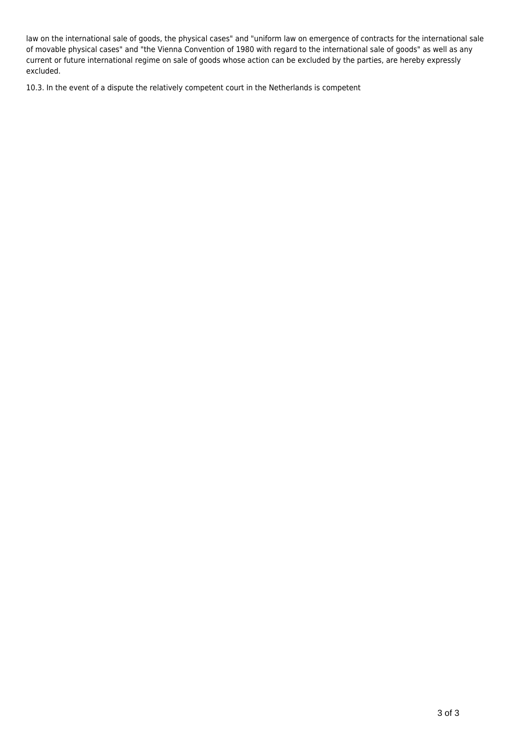law on the international sale of goods, the physical cases" and "uniform law on emergence of contracts for the international sale of movable physical cases" and "the Vienna Convention of 1980 with regard to the international sale of goods" as well as any current or future international regime on sale of goods whose action can be excluded by the parties, are hereby expressly excluded.

10.3. In the event of a dispute the relatively competent court in the Netherlands is competent